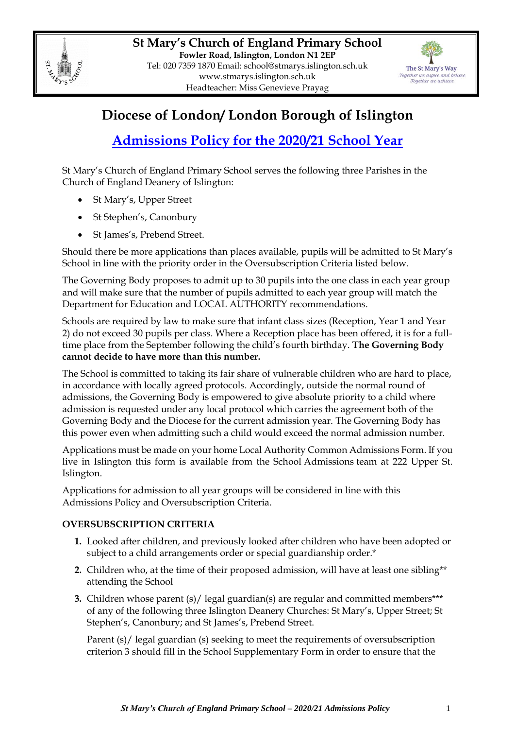**St Mary's Church of England Primary School**
**Fowler Road, Islington, London N1 2EP**
Tel: 020 7359 1870 Email: school@stmarys.islington.sch.uk
www.stmarys.islington.sch.uk
Headteacher: Miss Genevieve Prayag

The St Mary's Way
*Together we aspire and believe*
*Together we achieve*

# Diocese of London/ London Borough of Islington

## Admissions Policy for the 2020/21 School Year

St Mary's Church of England Primary School serves the following three Parishes in the Church of England Deanery of Islington:

- St Mary's, Upper Street
- St Stephen's, Canonbury
- St James's, Prebend Street.

Should there be more applications than places available, pupils will be admitted to St Mary's School in line with the priority order in the Oversubscription Criteria listed below.

The Governing Body proposes to admit up to 30 pupils into the one class in each year group and will make sure that the number of pupils admitted to each year group will match the Department for Education and LOCAL AUTHORITY recommendations.

Schools are required by law to make sure that infant class sizes (Reception, Year 1 and Year 2) do not exceed 30 pupils per class. Where a Reception place has been offered, it is for a full-time place from the September following the child's fourth birthday. **The Governing Body cannot decide to have more than this number.**

The School is committed to taking its fair share of vulnerable children who are hard to place, in accordance with locally agreed protocols. Accordingly, outside the normal round of admissions, the Governing Body is empowered to give absolute priority to a child where admission is requested under any local protocol which carries the agreement both of the Governing Body and the Diocese for the current admission year. The Governing Body has this power even when admitting such a child would exceed the normal admission number.

Applications must be made on your home Local Authority Common Admissions Form. If you live in Islington this form is available from the School Admissions team at 222 Upper St. Islington.

Applications for admission to all year groups will be considered in line with this Admissions Policy and Oversubscription Criteria.

### OVERSUBSCRIPTION CRITERIA

1. Looked after children, and previously looked after children who have been adopted or subject to a child arrangements order or special guardianship order.*
2. Children who, at the time of their proposed admission, will have at least one sibling** attending the School
3. Children whose parent (s)/ legal guardian(s) are regular and committed members*** of any of the following three Islington Deanery Churches: St Mary's, Upper Street; St Stephen's, Canonbury; and St James's, Prebend Street.

   Parent (s)/ legal guardian (s) seeking to meet the requirements of oversubscription criterion 3 should fill in the School Supplementary Form in order to ensure that the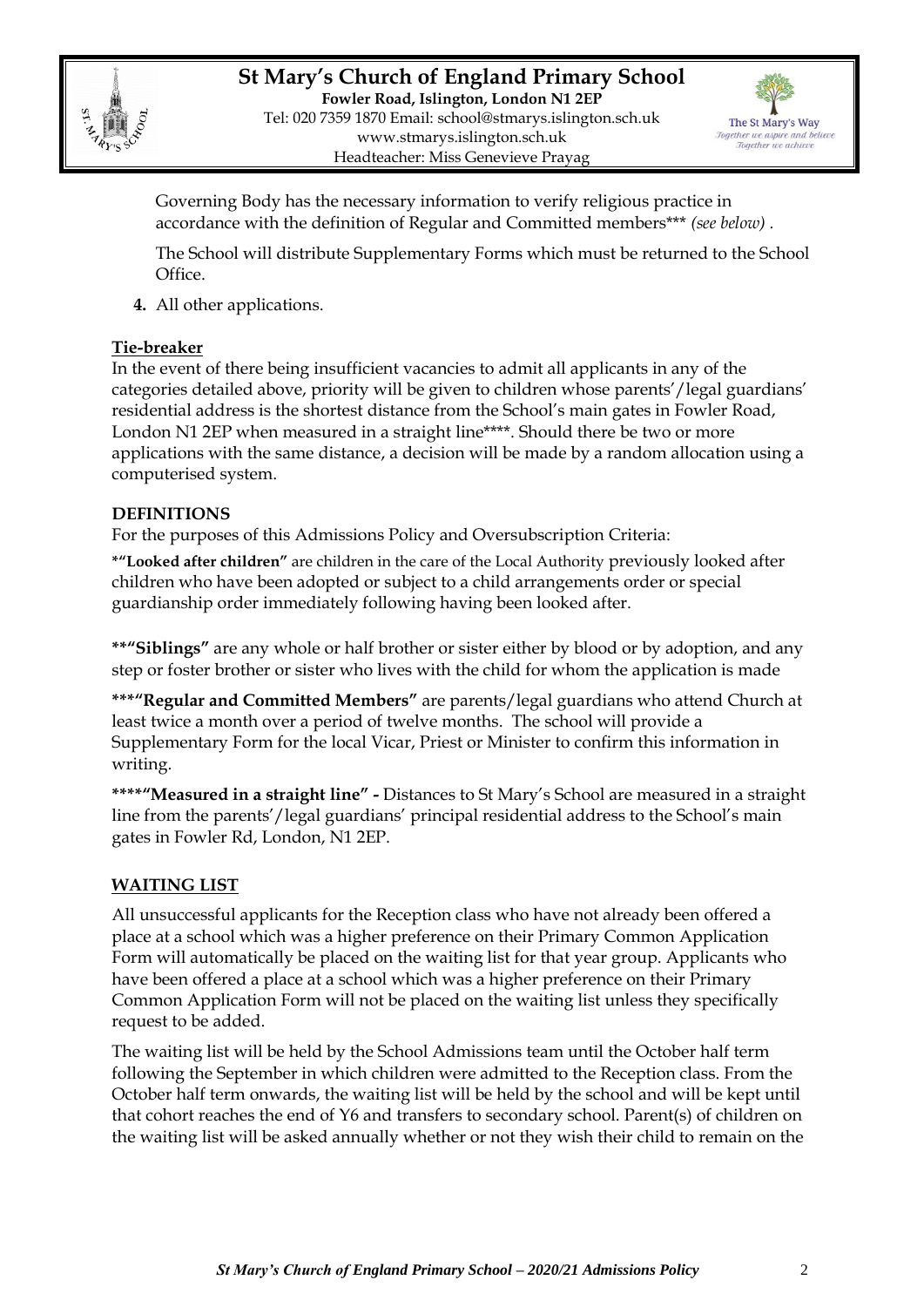Governing Body has the necessary information to verify religious practice in accordance with the definition of Regular and Committed members*** *(see below)* .

The School will distribute Supplementary Forms which must be returned to the School Office.

4. All other applications.

**Tie-breaker**

In the event of there being insufficient vacancies to admit all applicants in any of the categories detailed above, priority will be given to children whose parents'/legal guardians' residential address is the shortest distance from the School's main gates in Fowler Road, London N1 2EP when measured in a straight line****. Should there be two or more applications with the same distance, a decision will be made by a random allocation using a computerised system.

## DEFINITIONS

For the purposes of this Admissions Policy and Oversubscription Criteria:

**\*"Looked after children"** are children in the care of the Local Authority previously looked after children who have been adopted or subject to a child arrangements order or special guardianship order immediately following having been looked after.

**\*\*"Siblings"** are any whole or half brother or sister either by blood or by adoption, and any step or foster brother or sister who lives with the child for whom the application is made

**\*\*\*"Regular and Committed Members"** are parents/legal guardians who attend Church at least twice a month over a period of twelve months. The school will provide a Supplementary Form for the local Vicar, Priest or Minister to confirm this information in writing.

**\*\*\*\*"Measured in a straight line" -** Distances to St Mary's School are measured in a straight line from the parents'/legal guardians' principal residential address to the School's main gates in Fowler Rd, London, N1 2EP.

## WAITING LIST

All unsuccessful applicants for the Reception class who have not already been offered a place at a school which was a higher preference on their Primary Common Application Form will automatically be placed on the waiting list for that year group. Applicants who have been offered a place at a school which was a higher preference on their Primary Common Application Form will not be placed on the waiting list unless they specifically request to be added.

The waiting list will be held by the School Admissions team until the October half term following the September in which children were admitted to the Reception class. From the October half term onwards, the waiting list will be held by the school and will be kept until that cohort reaches the end of Y6 and transfers to secondary school. Parent(s) of children on the waiting list will be asked annually whether or not they wish their child to remain on the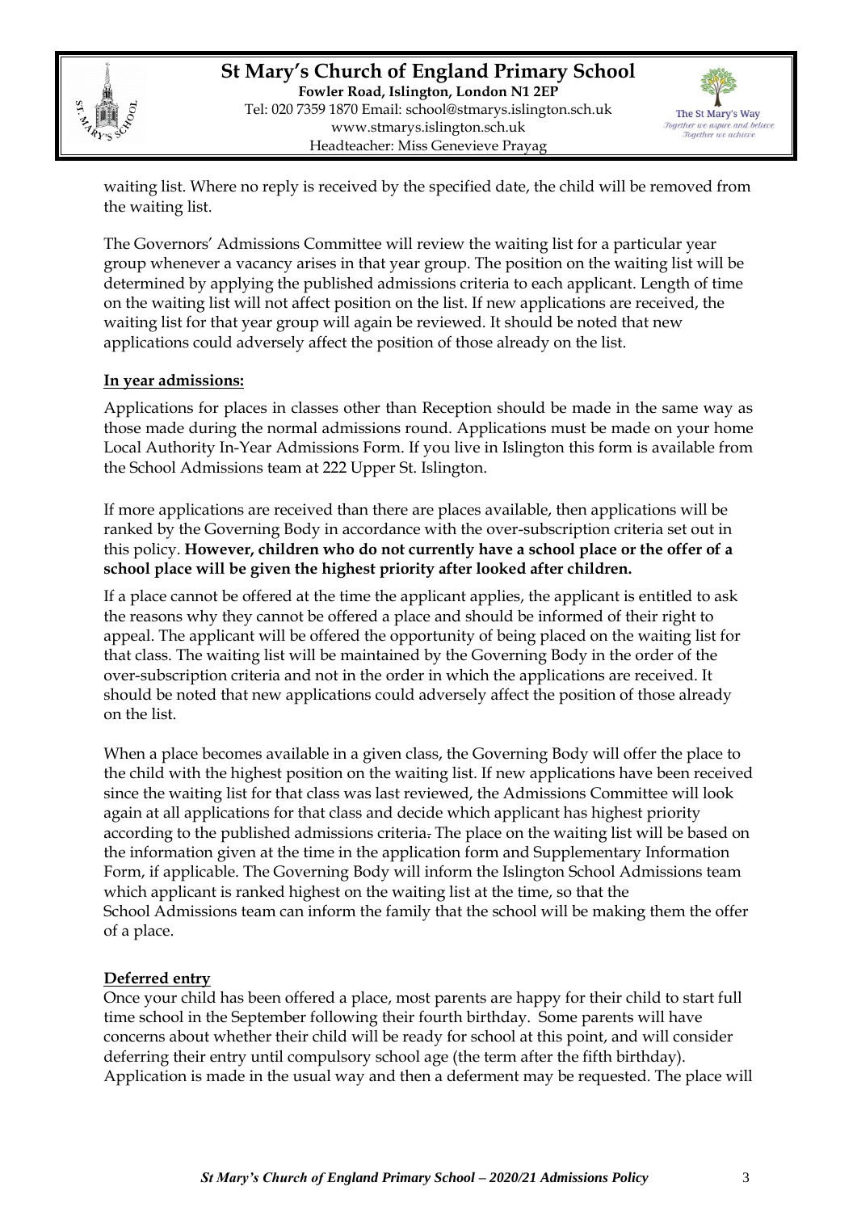waiting list. Where no reply is received by the specified date, the child will be removed from the waiting list.

The Governors' Admissions Committee will review the waiting list for a particular year group whenever a vacancy arises in that year group. The position on the waiting list will be determined by applying the published admissions criteria to each applicant. Length of time on the waiting list will not affect position on the list. If new applications are received, the waiting list for that year group will again be reviewed. It should be noted that new applications could adversely affect the position of those already on the list.

**In year admissions:**

Applications for places in classes other than Reception should be made in the same way as those made during the normal admissions round. Applications must be made on your home Local Authority In-Year Admissions Form. If you live in Islington this form is available from the School Admissions team at 222 Upper St. Islington.

If more applications are received than there are places available, then applications will be ranked by the Governing Body in accordance with the over-subscription criteria set out in this policy. **However, children who do not currently have a school place or the offer of a school place will be given the highest priority after looked after children.**

If a place cannot be offered at the time the applicant applies, the applicant is entitled to ask the reasons why they cannot be offered a place and should be informed of their right to appeal. The applicant will be offered the opportunity of being placed on the waiting list for that class. The waiting list will be maintained by the Governing Body in the order of the over-subscription criteria and not in the order in which the applications are received. It should be noted that new applications could adversely affect the position of those already on the list.

When a place becomes available in a given class, the Governing Body will offer the place to the child with the highest position on the waiting list. If new applications have been received since the waiting list for that class was last reviewed, the Admissions Committee will look again at all applications for that class and decide which applicant has highest priority according to the published admissions criteria. The place on the waiting list will be based on the information given at the time in the application form and Supplementary Information Form, if applicable. The Governing Body will inform the Islington School Admissions team which applicant is ranked highest on the waiting list at the time, so that the School Admissions team can inform the family that the school will be making them the offer of a place.

**Deferred entry**

Once your child has been offered a place, most parents are happy for their child to start full time school in the September following their fourth birthday. Some parents will have concerns about whether their child will be ready for school at this point, and will consider deferring their entry until compulsory school age (the term after the fifth birthday). Application is made in the usual way and then a deferment may be requested. The place will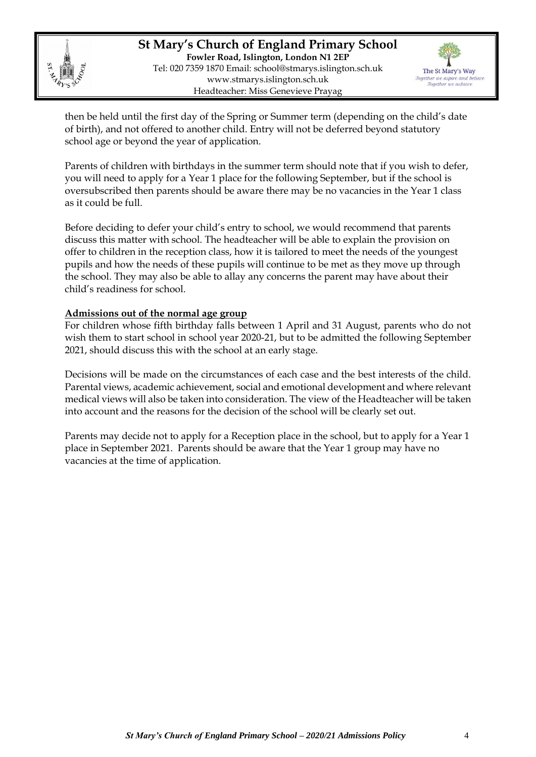then be held until the first day of the Spring or Summer term (depending on the child's date of birth), and not offered to another child. Entry will not be deferred beyond statutory school age or beyond the year of application.

Parents of children with birthdays in the summer term should note that if you wish to defer, you will need to apply for a Year 1 place for the following September, but if the school is oversubscribed then parents should be aware there may be no vacancies in the Year 1 class as it could be full.

Before deciding to defer your child's entry to school, we would recommend that parents discuss this matter with school. The headteacher will be able to explain the provision on offer to children in the reception class, how it is tailored to meet the needs of the youngest pupils and how the needs of these pupils will continue to be met as they move up through the school. They may also be able to allay any concerns the parent may have about their child's readiness for school.

**Admissions out of the normal age group**

For children whose fifth birthday falls between 1 April and 31 August, parents who do not wish them to start school in school year 2020-21, but to be admitted the following September 2021, should discuss this with the school at an early stage.

Decisions will be made on the circumstances of each case and the best interests of the child. Parental views, academic achievement, social and emotional development and where relevant medical views will also be taken into consideration. The view of the Headteacher will be taken into account and the reasons for the decision of the school will be clearly set out.

Parents may decide not to apply for a Reception place in the school, but to apply for a Year 1 place in September 2021. Parents should be aware that the Year 1 group may have no vacancies at the time of application.